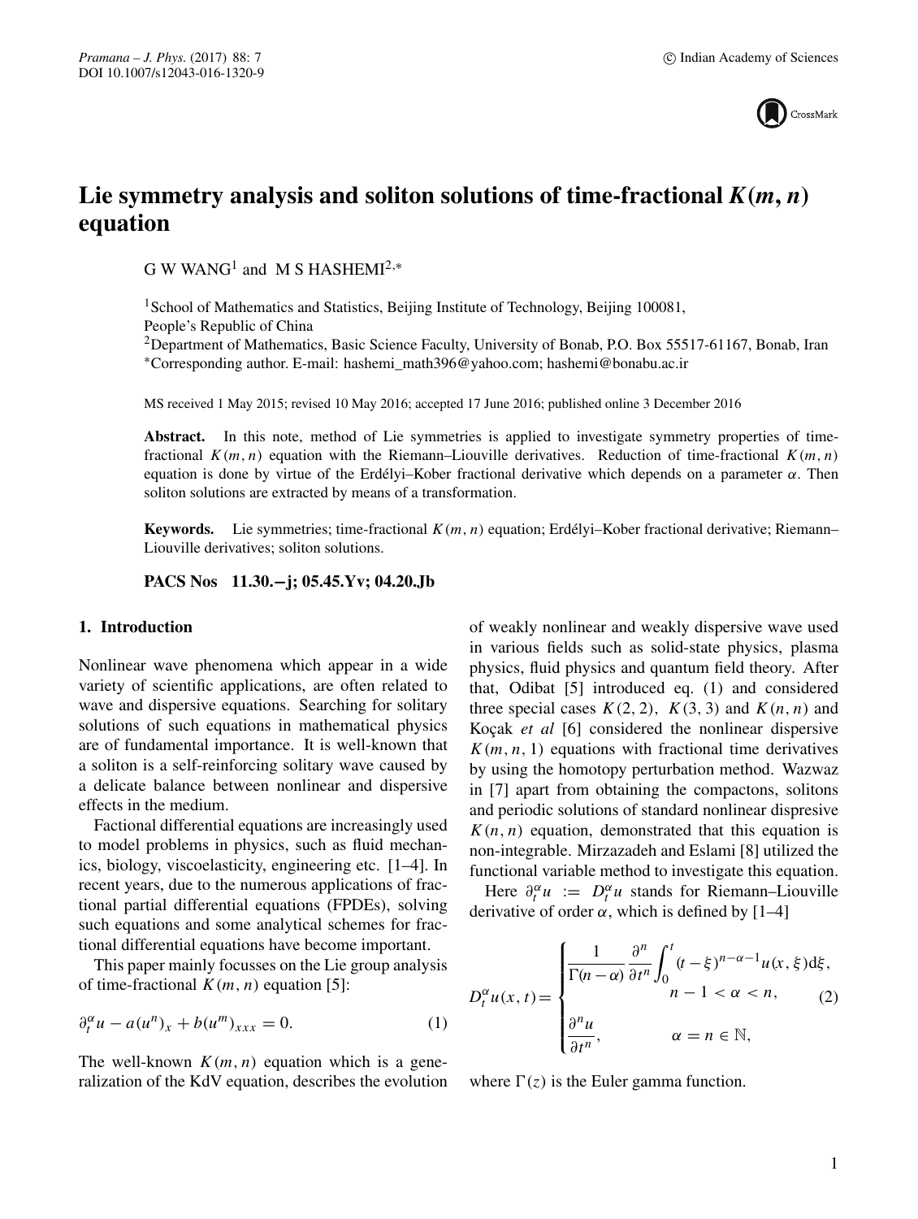# Lie symmetry analysis and soliton solutions of time-fractional $K(m, n)$ equation

G W WANG[1] and M S HASHEMI[2,*]

[1]School of Mathematics and Statistics, Beijing Institute of Technology, Beijing 100081, People's Republic of China
[2]Department of Mathematics, Basic Science Faculty, University of Bonab, P.O. Box 55517-61167, Bonab, Iran
*Corresponding author. E-mail: hashemi_math396@yahoo.com; hashemi@bonabu.ac.ir

MS received 1 May 2015; revised 10 May 2016; accepted 17 June 2016; published online 3 December 2016

**Abstract.** In this note, method of Lie symmetries is applied to investigate symmetry properties of time-fractional $K(m, n)$ equation with the Riemann–Liouville derivatives. Reduction of time-fractional $K(m, n)$ equation is done by virtue of the Erdélyi–Kober fractional derivative which depends on a parameter $\alpha$. Then soliton solutions are extracted by means of a transformation.

**Keywords.** Lie symmetries; time-fractional $K(m, n)$ equation; Erdélyi–Kober fractional derivative; Riemann–Liouville derivatives; soliton solutions.

**PACS Nos** **11.30.−j; 05.45.Yv; 04.20.Jb**

## 1. Introduction

Nonlinear wave phenomena which appear in a wide variety of scientific applications, are often related to wave and dispersive equations. Searching for solitary solutions of such equations in mathematical physics are of fundamental importance. It is well-known that a soliton is a self-reinforcing solitary wave caused by a delicate balance between nonlinear and dispersive effects in the medium.

Factional differential equations are increasingly used to model problems in physics, such as fluid mechanics, biology, viscoelasticity, engineering etc. [1–4]. In recent years, due to the numerous applications of fractional partial differential equations (FPDEs), solving such equations and some analytical schemes for fractional differential equations have become important.

This paper mainly focusses on the Lie group analysis of time-fractional $K(m, n)$ equation [5]:

$$\partial_t^{\alpha} u - a(u^n)_x + b(u^m)_{xxx} = 0. \tag{1}$$

The well-known $K(m, n)$ equation which is a generalization of the KdV equation, describes the evolution of weakly nonlinear and weakly dispersive wave used in various fields such as solid-state physics, plasma physics, fluid physics and quantum field theory. After that, Odibat [5] introduced eq. (1) and considered three special cases $K(2, 2)$, $K(3, 3)$ and $K(n, n)$ and Koçak *et al* [6] considered the nonlinear dispersive $K(m, n, 1)$ equations with fractional time derivatives by using the homotopy perturbation method. Wazwaz in [7] apart from obtaining the compactons, solitons and periodic solutions of standard nonlinear dispresive $K(n, n)$ equation, demonstrated that this equation is non-integrable. Mirzazadeh and Eslami [8] utilized the functional variable method to investigate this equation.

Here $\partial_t^{\alpha} u := D_t^{\alpha} u$ stands for Riemann–Liouville derivative of order $\alpha$, which is defined by [1–4]

$$D_t^{\alpha} u(x,t) = \begin{cases} \dfrac{1}{\Gamma(n-\alpha)} \dfrac{\partial^n}{\partial t^n} \displaystyle\int_0^t (t-\xi)^{n-\alpha-1} u(x,\xi) \mathrm{d}\xi, \\ \qquad\qquad\qquad n-1 < \alpha < n, \\ \dfrac{\partial^n u}{\partial t^n}, \qquad\qquad \alpha = n \in \mathbb{N}, \end{cases} \tag{2}$$

where $\Gamma(z)$ is the Euler gamma function.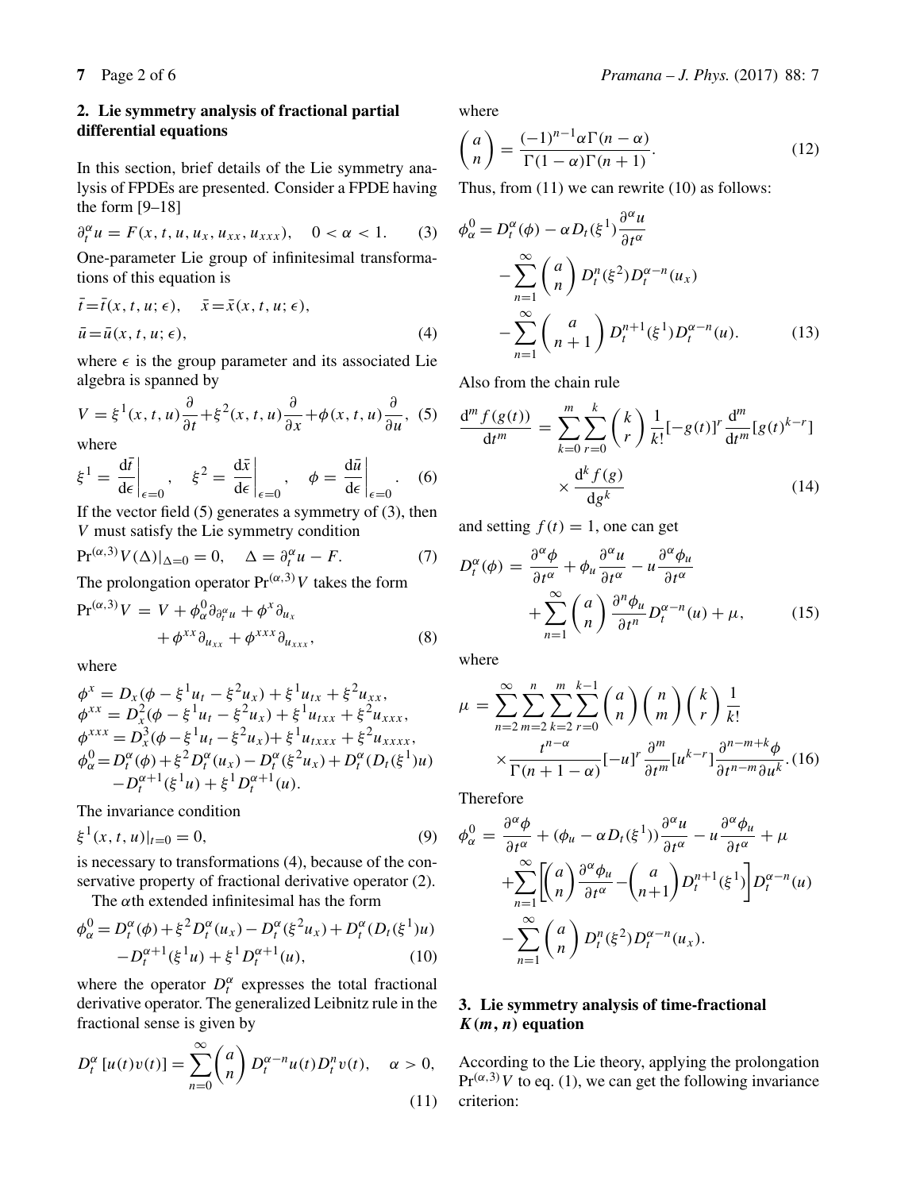## 2. Lie symmetry analysis of fractional partial differential equations

In this section, brief details of the Lie symmetry analysis of FPDEs are presented. Consider a FPDE having the form [9–18]

$$\partial_t^\alpha u = F(x, t, u, u_x, u_{xx}, u_{xxx}), \quad 0 < \alpha < 1. \tag{3}$$

One-parameter Lie group of infinitesimal transformations of this equation is

$$\bar{t} = \bar{t}(x, t, u; \epsilon), \quad \bar{x} = \bar{x}(x, t, u; \epsilon),$$
$$\bar{u} = \bar{u}(x, t, u; \epsilon), \tag{4}$$

where $\epsilon$ is the group parameter and its associated Lie algebra is spanned by

$$V = \xi^1(x, t, u)\frac{\partial}{\partial t} + \xi^2(x, t, u)\frac{\partial}{\partial x} + \phi(x, t, u)\frac{\partial}{\partial u}, \tag{5}$$

where

$$\xi^1 = \left.\frac{\mathrm{d}\bar{t}}{\mathrm{d}\epsilon}\right|_{\epsilon=0}, \quad \xi^2 = \left.\frac{\mathrm{d}\bar{x}}{\mathrm{d}\epsilon}\right|_{\epsilon=0}, \quad \phi = \left.\frac{\mathrm{d}\bar{u}}{\mathrm{d}\epsilon}\right|_{\epsilon=0}. \tag{6}$$

If the vector field (5) generates a symmetry of (3), then $V$ must satisfy the Lie symmetry condition

$$\mathrm{Pr}^{(\alpha,3)} V(\Delta)|_{\Delta=0} = 0, \quad \Delta = \partial_t^\alpha u - F. \tag{7}$$

The prolongation operator $\mathrm{Pr}^{(\alpha,3)} V$ takes the form

$$\mathrm{Pr}^{(\alpha,3)} V = V + \phi_\alpha^0 \partial_{\partial_t^\alpha u} + \phi^x \partial_{u_x} + \phi^{xx} \partial_{u_{xx}} + \phi^{xxx} \partial_{u_{xxx}}, \tag{8}$$

where

$$\begin{aligned}
\phi^x &= D_x(\phi - \xi^1 u_t - \xi^2 u_x) + \xi^1 u_{tx} + \xi^2 u_{xx},\\
\phi^{xx} &= D_x^2(\phi - \xi^1 u_t - \xi^2 u_x) + \xi^1 u_{txx} + \xi^2 u_{xxx},\\
\phi^{xxx} &= D_x^3(\phi - \xi^1 u_t - \xi^2 u_x) + \xi^1 u_{txxx} + \xi^2 u_{xxxx},\\
\phi_\alpha^0 &= D_t^\alpha(\phi) + \xi^2 D_t^\alpha(u_x) - D_t^\alpha(\xi^2 u_x) + D_t^\alpha(D_t(\xi^1)u)\\
&\quad - D_t^{\alpha+1}(\xi^1 u) + \xi^1 D_t^{\alpha+1}(u).
\end{aligned}$$

The invariance condition

$$\xi^1(x, t, u)|_{t=0} = 0, \tag{9}$$

is necessary to transformations (4), because of the conservative property of fractional derivative operator (2).

The $\alpha$th extended infinitesimal has the form

$$\phi_\alpha^0 = D_t^\alpha(\phi) + \xi^2 D_t^\alpha(u_x) - D_t^\alpha(\xi^2 u_x) + D_t^\alpha(D_t(\xi^1)u) - D_t^{\alpha+1}(\xi^1 u) + \xi^1 D_t^{\alpha+1}(u), \tag{10}$$

where the operator $D_t^\alpha$ expresses the total fractional derivative operator. The generalized Leibnitz rule in the fractional sense is given by

$$D_t^\alpha [u(t)v(t)] = \sum_{n=0}^{\infty} \binom{a}{n} D_t^{\alpha-n} u(t) D_t^n v(t), \quad \alpha > 0, \tag{11}$$

where

$$\binom{a}{n} = \frac{(-1)^{n-1}\alpha\Gamma(n-\alpha)}{\Gamma(1-\alpha)\Gamma(n+1)}. \tag{12}$$

Thus, from (11) we can rewrite (10) as follows:

$$\begin{aligned}
\phi_\alpha^0 = D_t^\alpha(\phi) - \alpha D_t(\xi^1)\frac{\partial^\alpha u}{\partial t^\alpha} &- \sum_{n=1}^{\infty} \binom{a}{n} D_t^n(\xi^2) D_t^{\alpha-n}(u_x)\\
&- \sum_{n=1}^{\infty} \binom{a}{n+1} D_t^{n+1}(\xi^1) D_t^{\alpha-n}(u).
\end{aligned} \tag{13}$$

Also from the chain rule

$$\frac{\mathrm{d}^m f(g(t))}{\mathrm{d}t^m} = \sum_{k=0}^{m}\sum_{r=0}^{k} \binom{k}{r} \frac{1}{k!}[-g(t)]^r \frac{\mathrm{d}^m}{\mathrm{d}t^m}[g(t)^{k-r}] \times \frac{\mathrm{d}^k f(g)}{\mathrm{d}g^k} \tag{14}$$

and setting $f(t) = 1$, one can get

$$D_t^\alpha(\phi) = \frac{\partial^\alpha \phi}{\partial t^\alpha} + \phi_u \frac{\partial^\alpha u}{\partial t^\alpha} - u\frac{\partial^\alpha \phi_u}{\partial t^\alpha} + \sum_{n=1}^{\infty} \binom{a}{n} \frac{\partial^n \phi_u}{\partial t^n} D_t^{\alpha-n}(u) + \mu, \tag{15}$$

where

$$\mu = \sum_{n=2}^{\infty}\sum_{m=2}^{n}\sum_{k=2}^{m}\sum_{r=0}^{k-1} \binom{a}{n}\binom{n}{m}\binom{k}{r}\frac{1}{k!} \times \frac{t^{n-\alpha}}{\Gamma(n+1-\alpha)}[-u]^r \frac{\partial^m}{\partial t^m}[u^{k-r}]\frac{\partial^{n-m+k}\phi}{\partial t^{n-m}\partial u^k}. \tag{16}$$

Therefore

$$\begin{aligned}
\phi_\alpha^0 = \frac{\partial^\alpha \phi}{\partial t^\alpha} + (\phi_u - \alpha D_t(\xi^1))\frac{\partial^\alpha u}{\partial t^\alpha} - u\frac{\partial^\alpha \phi_u}{\partial t^\alpha} + \mu &+ \sum_{n=1}^{\infty}\left[\binom{a}{n}\frac{\partial^\alpha \phi_u}{\partial t^\alpha} - \binom{a}{n+1} D_t^{n+1}(\xi^1)\right] D_t^{\alpha-n}(u)\\
&- \sum_{n=1}^{\infty} \binom{a}{n} D_t^n(\xi^2) D_t^{\alpha-n}(u_x).
\end{aligned}$$

## 3. Lie symmetry analysis of time-fractional $K(m, n)$ equation

According to the Lie theory, applying the prolongation $\mathrm{Pr}^{(\alpha,3)} V$ to eq. (1), we can get the following invariance criterion: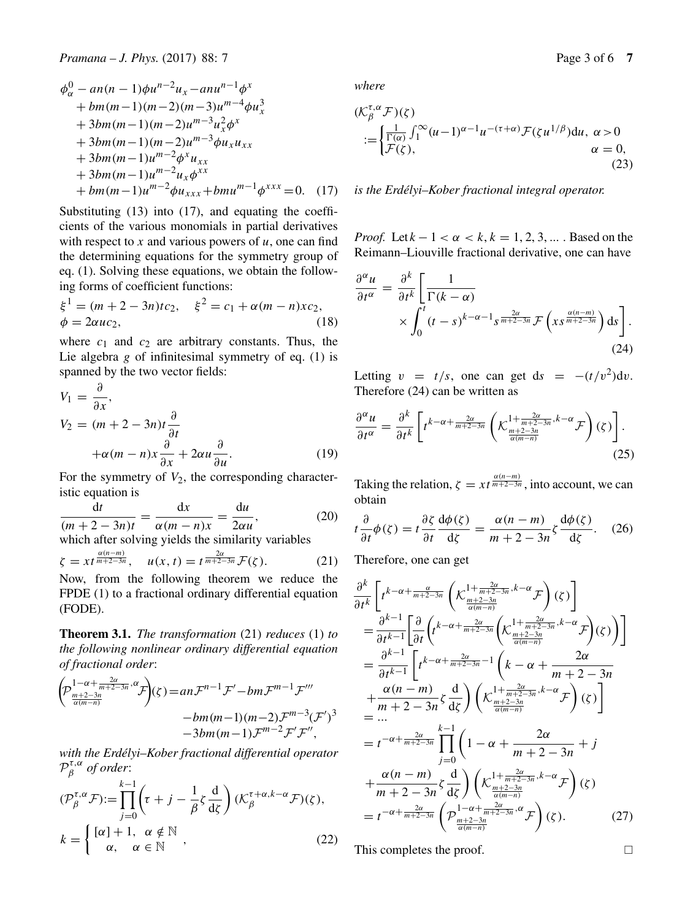$$
\begin{aligned}
&\phi_{\alpha}^{0}-an(n-1)\phi u^{n-2}u_{x}-anu^{n-1}\phi^{x}\\
&\quad+bm(m-1)(m-2)(m-3)u^{m-4}\phi u_{x}^{3}\\
&\quad+3bm(m-1)(m-2)u^{m-3}u_{x}^{2}\phi^{x}\\
&\quad+3bm(m-1)(m-2)u^{m-3}\phi u_{x}u_{xx}\\
&\quad+3bm(m-1)u^{m-2}\phi^{x}u_{xx}\\
&\quad+3bm(m-1)u^{m-2}u_{x}\phi^{xx}\\
&\quad+bm(m-1)u^{m-2}\phi u_{xxx}+bmu^{m-1}\phi^{xxx}=0. \qquad (17)
\end{aligned}
$$

Substituting (13) into (17), and equating the coefficients of the various monomials in partial derivatives with respect to $x$ and various powers of $u$, one can find the determining equations for the symmetry group of eq. (1). Solving these equations, we obtain the following forms of coefficient functions:

$$
\xi^{1}=(m+2-3n)tc_{2}, \quad \xi^{2}=c_{1}+\alpha(m-n)xc_{2},
$$
$$
\phi=2\alpha uc_{2}, \qquad (18)
$$

where $c_1$ and $c_2$ are arbitrary constants. Thus, the Lie algebra $g$ of infinitesimal symmetry of eq. (1) is spanned by the two vector fields:

$$
\begin{aligned}
V_{1}&=\frac{\partial}{\partial x},\\
V_{2}&=(m+2-3n)t\frac{\partial}{\partial t}\\
&\quad+\alpha(m-n)x\frac{\partial}{\partial x}+2\alpha u\frac{\partial}{\partial u}. \qquad (19)
\end{aligned}
$$

For the symmetry of $V_2$, the corresponding characteristic equation is

$$
\frac{\mathrm{d}t}{(m+2-3n)t}=\frac{\mathrm{d}x}{\alpha(m-n)x}=\frac{\mathrm{d}u}{2\alpha u}, \qquad (20)
$$

which after solving yields the similarity variables

$$
\zeta=xt^{\frac{\alpha(n-m)}{m+2-3n}}, \quad u(x,t)=t^{\frac{2\alpha}{m+2-3n}}\mathcal{F}(\zeta). \qquad (21)
$$

Now, from the following theorem we reduce the FPDE (1) to a fractional ordinary differential equation (FODE).

**Theorem 3.1.** *The transformation* (21) *reduces* (1) *to the following nonlinear ordinary differential equation of fractional order*:

$$
\begin{aligned}
\left(\mathcal{P}_{\frac{m+2-3n}{\alpha(m-n)}}^{1-\alpha+\frac{2\alpha}{m+2-3n},\alpha}\mathcal{F}\right)(\zeta)&=an\mathcal{F}^{n-1}\mathcal{F}'-bm\mathcal{F}^{m-1}\mathcal{F}'''\\
&\quad-bm(m-1)(m-2)\mathcal{F}^{m-3}(\mathcal{F}')^{3}\\
&\quad-3bm(m-1)\mathcal{F}^{m-2}\mathcal{F}'\mathcal{F}'',
\end{aligned}
$$

*with the Erdélyi–Kober fractional differential operator* $\mathcal{P}_{\beta}^{\tau,\alpha}$ *of order*:

$$
(\mathcal{P}_{\beta}^{\tau,\alpha}\mathcal{F}):=\prod_{j=0}^{k-1}\left(\tau+j-\frac{1}{\beta}\zeta\frac{\mathrm{d}}{\mathrm{d}\zeta}\right)(\mathcal{K}_{\beta}^{\tau+\alpha,k-\alpha}\mathcal{F})(\zeta),
$$
$$
k=\begin{cases}[\alpha]+1, & \alpha\notin\mathbb{N}\\ \alpha, & \alpha\in\mathbb{N}\end{cases}, \qquad (22)
$$

*where*

$$
(\mathcal{K}_{\beta}^{\tau,\alpha}\mathcal{F})(\zeta):=\begin{cases}\frac{1}{\Gamma(\alpha)}\int_{1}^{\infty}(u-1)^{\alpha-1}u^{-(\tau+\alpha)}\mathcal{F}(\zeta u^{1/\beta})\mathrm{d}u, & \alpha>0\\ \mathcal{F}(\zeta), & \alpha=0,\end{cases} \qquad (23)
$$

*is the Erdélyi–Kober fractional integral operator.*

*Proof.* Let $k-1<\alpha<k$, $k=1,2,3,\ldots$. Based on the Reimann–Liouville fractional derivative, one can have

$$
\frac{\partial^{\alpha}u}{\partial t^{\alpha}}=\frac{\partial^{k}}{\partial t^{k}}\left[\frac{1}{\Gamma(k-\alpha)}\times\int_{0}^{t}(t-s)^{k-\alpha-1}s^{\frac{2\alpha}{m+2-3n}}\mathcal{F}\left(xs^{\frac{\alpha(n-m)}{m+2-3n}}\right)\mathrm{d}s\right]. \qquad (24)
$$

Letting $v=t/s$, one can get $\mathrm{d}s=-(t/v^{2})\mathrm{d}v$. Therefore (24) can be written as

$$
\frac{\partial^{\alpha}u}{\partial t^{\alpha}}=\frac{\partial^{k}}{\partial t^{k}}\left[t^{k-\alpha+\frac{2\alpha}{m+2-3n}}\left(\mathcal{K}_{\frac{m+2-3n}{\alpha(m-n)}}^{1+\frac{2\alpha}{m+2-3n},k-\alpha}\mathcal{F}\right)(\zeta)\right]. \qquad (25)
$$

Taking the relation, $\zeta=xt^{\frac{\alpha(n-m)}{m+2-3n}}$, into account, we can obtain

$$
t\frac{\partial}{\partial t}\phi(\zeta)=t\frac{\partial\zeta}{\partial t}\frac{\mathrm{d}\phi(\zeta)}{\mathrm{d}\zeta}=\frac{\alpha(n-m)}{m+2-3n}\zeta\frac{\mathrm{d}\phi(\zeta)}{\mathrm{d}\zeta}. \qquad (26)
$$

Therefore, one can get

$$
\begin{aligned}
&\frac{\partial^{k}}{\partial t^{k}}\left[t^{k-\alpha+\frac{\alpha}{m+2-3n}}\left(\mathcal{K}_{\frac{m+2-3n}{\alpha(m-n)}}^{1+\frac{2\alpha}{m+2-3n},k-\alpha}\mathcal{F}\right)(\zeta)\right]\\
&=\frac{\partial^{k-1}}{\partial t^{k-1}}\left[\frac{\partial}{\partial t}\left(t^{k-\alpha+\frac{2\alpha}{m+2-3n}}\left(\mathcal{K}_{\frac{m+2-3n}{\alpha(m-n)}}^{1+\frac{2\alpha}{m+2-3n},k-\alpha}\mathcal{F}\right)(\zeta)\right)\right]\\
&=\frac{\partial^{k-1}}{\partial t^{k-1}}\left[t^{k-\alpha+\frac{2\alpha}{m+2-3n}-1}\left(k-\alpha+\frac{2\alpha}{m+2-3n}\right.\right.\\
&\quad\left.\left.+\frac{\alpha(n-m)}{m+2-3n}\zeta\frac{\mathrm{d}}{\mathrm{d}\zeta}\right)\left(\mathcal{K}_{\frac{m+2-3n}{\alpha(m-n)}}^{1+\frac{2\alpha}{m+2-3n},k-\alpha}\mathcal{F}\right)(\zeta)\right]\\
&=\ldots\\
&=t^{-\alpha+\frac{2\alpha}{m+2-3n}}\prod_{j=0}^{k-1}\left(1-\alpha+\frac{2\alpha}{m+2-3n}+j\right.\\
&\quad\left.+\frac{\alpha(n-m)}{m+2-3n}\zeta\frac{\mathrm{d}}{\mathrm{d}\zeta}\right)\left(\mathcal{K}_{\frac{m+2-3n}{\alpha(m-n)}}^{1+\frac{2\alpha}{m+2-3n},k-\alpha}\mathcal{F}\right)(\zeta)\\
&=t^{-\alpha+\frac{2\alpha}{m+2-3n}}\left(\mathcal{P}_{\frac{m+2-3n}{\alpha(m-n)}}^{1-\alpha+\frac{2\alpha}{m+2-3n},\alpha}\mathcal{F}\right)(\zeta). \qquad (27)
\end{aligned}
$$

This completes the proof. □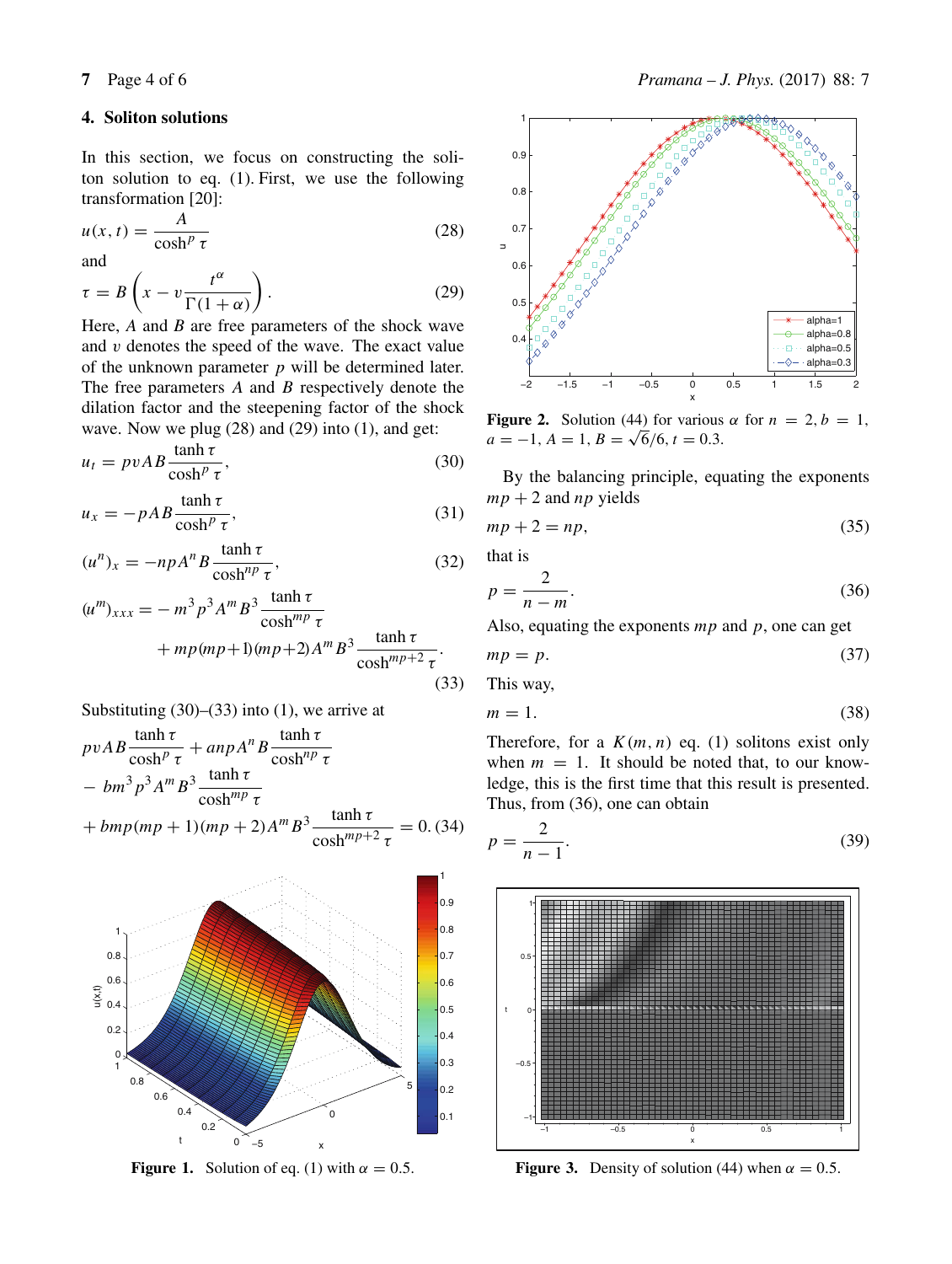## 4. Soliton solutions

In this section, we focus on constructing the soliton solution to eq. (1). First, we use the following transformation [20]:

$$u(x,t) = \frac{A}{\cosh^p \tau} \tag{28}$$

and

$$\tau = B\left(x - v\frac{t^\alpha}{\Gamma(1+\alpha)}\right). \tag{29}$$

Here, $A$ and $B$ are free parameters of the shock wave and $v$ denotes the speed of the wave. The exact value of the unknown parameter $p$ will be determined later. The free parameters $A$ and $B$ respectively denote the dilation factor and the steepening factor of the shock wave. Now we plug (28) and (29) into (1), and get:

$$u_t = pvAB\frac{\tanh\tau}{\cosh^p \tau}, \tag{30}$$

$$u_x = -pAB\frac{\tanh\tau}{\cosh^p \tau}, \tag{31}$$

$$(u^n)_x = -npA^n B\frac{\tanh\tau}{\cosh^{np} \tau}, \tag{32}$$

$$(u^m)_{xxx} = -m^3p^3A^mB^3\frac{\tanh\tau}{\cosh^{mp}\tau} + mp(mp+1)(mp+2)A^mB^3\frac{\tanh\tau}{\cosh^{mp+2}\tau}. \tag{33}$$

Substituting (30)–(33) into (1), we arrive at

$$pvAB\frac{\tanh\tau}{\cosh^p\tau} + anpA^nB\frac{\tanh\tau}{\cosh^{np}\tau} - bm^3p^3A^mB^3\frac{\tanh\tau}{\cosh^{mp}\tau} + bmp(mp+1)(mp+2)A^mB^3\frac{\tanh\tau}{\cosh^{mp+2}\tau} = 0. \tag{34}$$

Figure 1. Solution of eq. (1) with $\alpha = 0.5$.

Figure 2. Solution (44) for various $\alpha$ for $n = 2, b = 1$, $a = -1$, $A = 1$, $B = \sqrt{6}/6$, $t = 0.3$.

By the balancing principle, equating the exponents $mp + 2$ and $np$ yields

$$mp + 2 = np, \tag{35}$$

that is

$$p = \frac{2}{n-m}. \tag{36}$$

Also, equating the exponents $mp$ and $p$, one can get

$$mp = p. \tag{37}$$

This way,

$$m = 1. \tag{38}$$

Therefore, for a $K(m,n)$ eq. (1) solitons exist only when $m = 1$. It should be noted that, to our knowledge, this is the first time that this result is presented. Thus, from (36), one can obtain

$$p = \frac{2}{n-1}. \tag{39}$$

Figure 3. Density of solution (44) when $\alpha = 0.5$.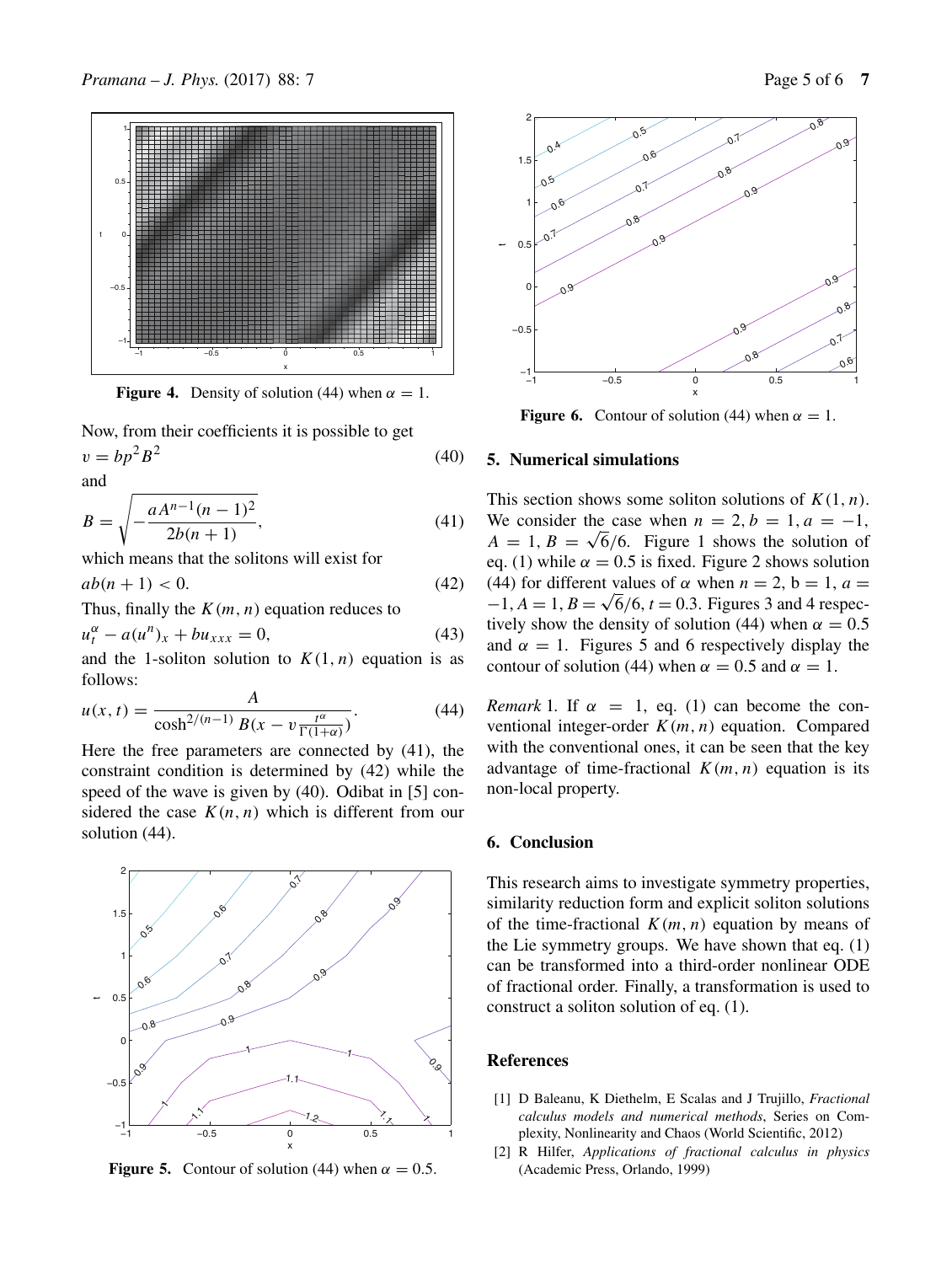**Figure 4.** Density of solution (44) when $\alpha = 1$.

Now, from their coefficients it is possible to get

$$v = bp^2B^2 \tag{40}$$

and

$$B = \sqrt{-\frac{aA^{n-1}(n-1)^2}{2b(n+1)}}, \tag{41}$$

which means that the solitons will exist for

$$ab(n+1) < 0. \tag{42}$$

Thus, finally the $K(m, n)$ equation reduces to

$$u_t^{\alpha} - a(u^n)_x + bu_{xxx} = 0, \tag{43}$$

and the 1-soliton solution to $K(1, n)$ equation is as follows:

$$u(x,t) = \frac{A}{\cosh^{2/(n-1)} B(x - v\frac{t^{\alpha}}{\Gamma(1+\alpha)})}. \tag{44}$$

Here the free parameters are connected by (41), the constraint condition is determined by (42) while the speed of the wave is given by (40). Odibat in [5] considered the case $K(n, n)$ which is different from our solution (44).

**Figure 5.** Contour of solution (44) when $\alpha = 0.5$.

**Figure 6.** Contour of solution (44) when $\alpha = 1$.

## 5. Numerical simulations

This section shows some soliton solutions of $K(1, n)$. We consider the case when $n = 2, b = 1, a = -1, A = 1, B = \sqrt{6}/6$. Figure 1 shows the solution of eq. (1) while $\alpha = 0.5$ is fixed. Figure 2 shows solution (44) for different values of $\alpha$ when $n = 2$, b $= 1$, $a = -1, A = 1, B = \sqrt{6}/6, t = 0.3$. Figures 3 and 4 respectively show the density of solution (44) when $\alpha = 0.5$ and $\alpha = 1$. Figures 5 and 6 respectively display the contour of solution (44) when $\alpha = 0.5$ and $\alpha = 1$.

*Remark* 1. If $\alpha = 1$, eq. (1) can become the conventional integer-order $K(m, n)$ equation. Compared with the conventional ones, it can be seen that the key advantage of time-fractional $K(m, n)$ equation is its non-local property.

## 6. Conclusion

This research aims to investigate symmetry properties, similarity reduction form and explicit soliton solutions of the time-fractional $K(m, n)$ equation by means of the Lie symmetry groups. We have shown that eq. (1) can be transformed into a third-order nonlinear ODE of fractional order. Finally, a transformation is used to construct a soliton solution of eq. (1).

## References

[1] D Baleanu, K Diethelm, E Scalas and J Trujillo, *Fractional calculus models and numerical methods*, Series on Complexity, Nonlinearity and Chaos (World Scientific, 2012)

[2] R Hilfer, *Applications of fractional calculus in physics* (Academic Press, Orlando, 1999)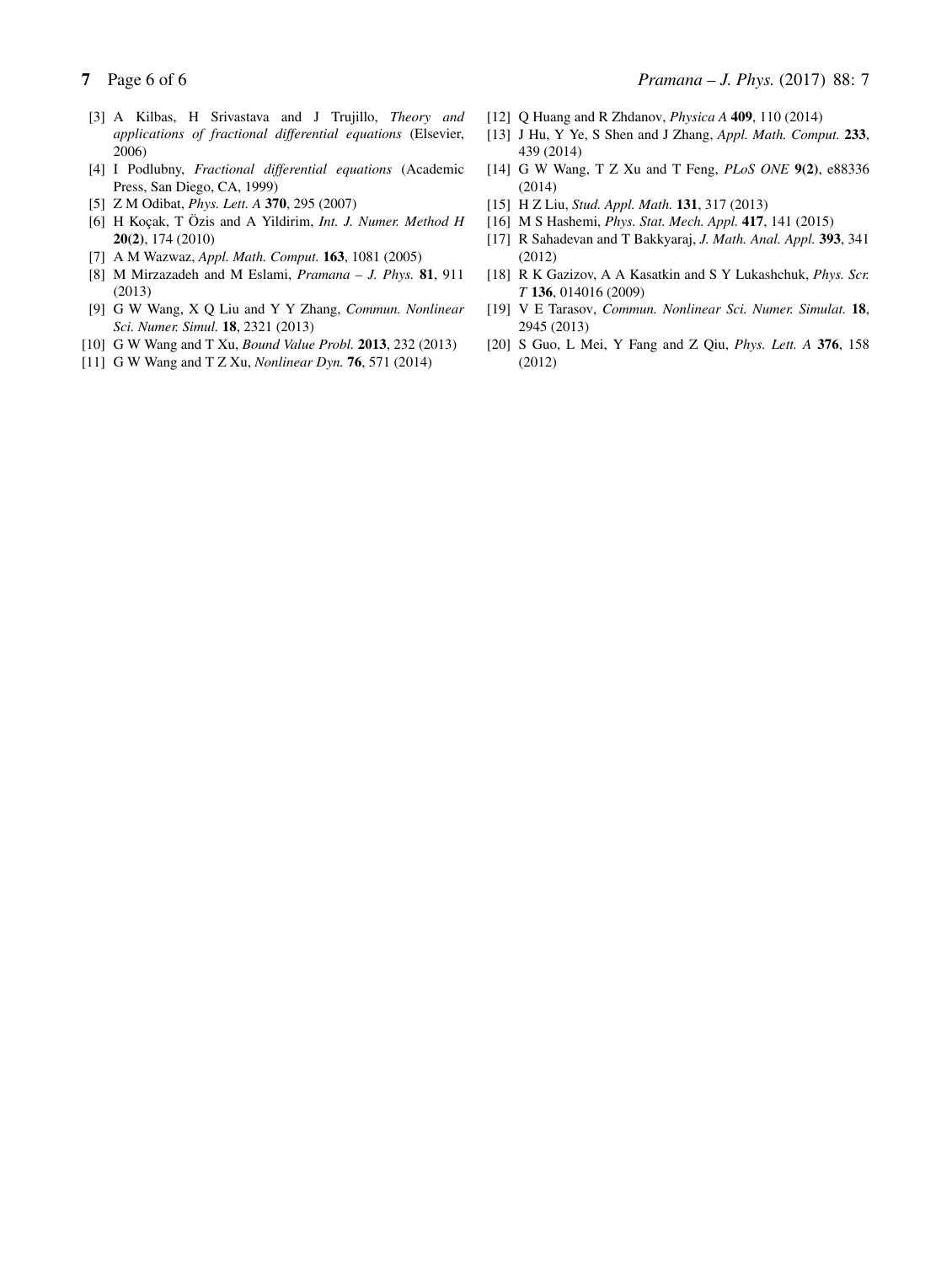[3] A Kilbas, H Srivastava and J Trujillo, *Theory and applications of fractional differential equations* (Elsevier, 2006)

[4] I Podlubny, *Fractional differential equations* (Academic Press, San Diego, CA, 1999)

[5] Z M Odibat, *Phys. Lett. A* **370**, 295 (2007)

[6] H Koçak, T Özis and A Yildirim, *Int. J. Numer. Method H* **20(2)**, 174 (2010)

[7] A M Wazwaz, *Appl. Math. Comput.* **163**, 1081 (2005)

[8] M Mirzazadeh and M Eslami, *Pramana – J. Phys.* **81**, 911 (2013)

[9] G W Wang, X Q Liu and Y Y Zhang, *Commun. Nonlinear Sci. Numer. Simul.* **18**, 2321 (2013)

[10] G W Wang and T Xu, *Bound Value Probl.* **2013**, 232 (2013)

[11] G W Wang and T Z Xu, *Nonlinear Dyn.* **76**, 571 (2014)

[12] Q Huang and R Zhdanov, *Physica A* **409**, 110 (2014)

[13] J Hu, Y Ye, S Shen and J Zhang, *Appl. Math. Comput.* **233**, 439 (2014)

[14] G W Wang, T Z Xu and T Feng, *PLoS ONE* **9(2)**, e88336 (2014)

[15] H Z Liu, *Stud. Appl. Math.* **131**, 317 (2013)

[16] M S Hashemi, *Phys. Stat. Mech. Appl.* **417**, 141 (2015)

[17] R Sahadevan and T Bakkyaraj, *J. Math. Anal. Appl.* **393**, 341 (2012)

[18] R K Gazizov, A A Kasatkin and S Y Lukashchuk, *Phys. Scr. T* **136**, 014016 (2009)

[19] V E Tarasov, *Commun. Nonlinear Sci. Numer. Simulat.* **18**, 2945 (2013)

[20] S Guo, L Mei, Y Fang and Z Qiu, *Phys. Lett. A* **376**, 158 (2012)